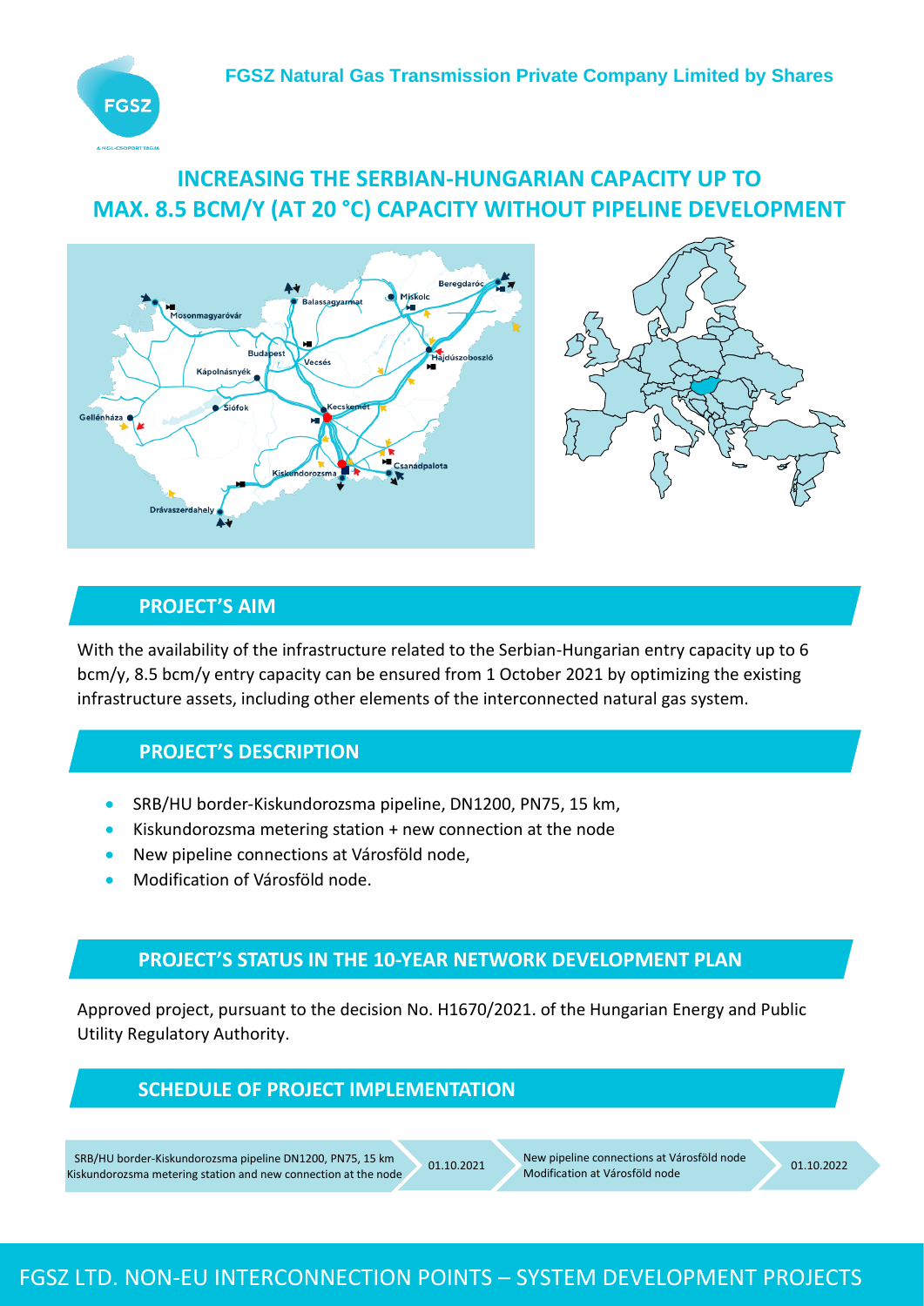FGSZ Natural Gas Transmission Private Company Limited by Shares

# INCREASING THE SERBIAN-HUNGARIAN CAPACITY UP TO MAX. 8.5 BCM/Y (AT 20 °C) CAPACITY WITHOUT PIPELINE DEVELOPMENT

## PROJECT'S AIM

With the availability of the infrastructure related to the Serbian-Hungarian entry capacity up to 6 bcm/y, 8.5 bcm/y entry capacity can be ensured from 1 October 2021 by optimizing the existing infrastructure assets, including other elements of the interconnected natural gas system.

## PROJECT'S DESCRIPTION

- SRB/HU border-Kiskundorozsma pipeline, DN1200, PN75, 15 km,
- Kiskundorozsma metering station + new connection at the node
- New pipeline connections at Városföld node,
- Modification of Városföld node.

## PROJECT'S STATUS IN THE 10-YEAR NETWORK DEVELOPMENT PLAN

Approved project, pursuant to the decision No. H1670/2021. of the Hungarian Energy and Public Utility Regulatory Authority.

## SCHEDULE OF PROJECT IMPLEMENTATION

| Milestone | Date |
| --- | --- |
| SRB/HU border-Kiskundorozsma pipeline DN1200, PN75, 15 km; Kiskundorozsma metering station and new connection at the node | 01.10.2021 |
| New pipeline connections at Városföld node; Modification at Városföld node | 01.10.2022 |

FGSZ LTD. NON-EU INTERCONNECTION POINTS – SYSTEM DEVELOPMENT PROJECTS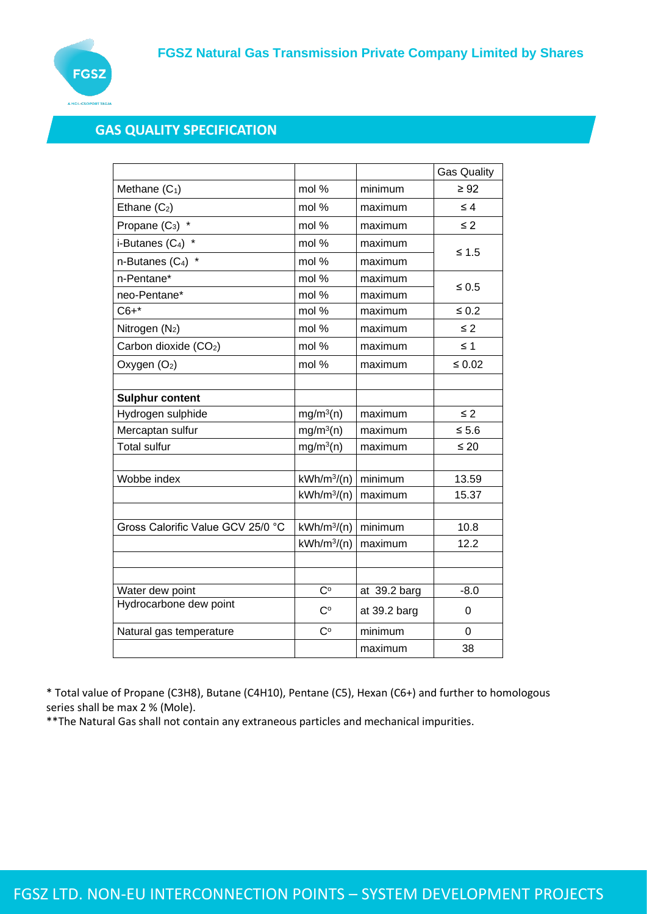FGSZ Natural Gas Transmission Private Company Limited by Shares

## GAS QUALITY SPECIFICATION

| | | | Gas Quality |
|---|---|---|---|
| Methane ($C_1$) | mol % | minimum | ≥ 92 |
| Ethane ($C_2$) | mol % | maximum | ≤ 4 |
| Propane ($C_3$) * | mol % | maximum | ≤ 2 |
| i-Butanes ($C_4$) * | mol % | maximum | ≤ 1.5 |
| n-Butanes ($C_4$) * | mol % | maximum | |
| n-Pentane* | mol % | maximum | ≤ 0.5 |
| neo-Pentane* | mol % | maximum | |
| C6+* | mol % | maximum | ≤ 0.2 |
| Nitrogen ($N_2$) | mol % | maximum | ≤ 2 |
| Carbon dioxide ($CO_2$) | mol % | maximum | ≤ 1 |
| Oxygen ($O_2$) | mol % | maximum | ≤ 0.02 |
| | | | |
| **Sulphur content** | | | |
| Hydrogen sulphide | $mg/m^3(n)$ | maximum | ≤ 2 |
| Mercaptan sulfur | $mg/m^3(n)$ | maximum | ≤ 5.6 |
| Total sulfur | $mg/m^3(n)$ | maximum | ≤ 20 |
| | | | |
| Wobbe index | $kWh/m^3/(n)$ | minimum | 13.59 |
| | $kWh/m^3/(n)$ | maximum | 15.37 |
| | | | |
| Gross Calorific Value GCV 25/0 °C | $kWh/m^3/(n)$ | minimum | 10.8 |
| | $kWh/m^3/(n)$ | maximum | 12.2 |
| | | | |
| | | | |
| Water dew point | C° | at 39.2 barg | -8.0 |
| Hydrocarbone dew point | C° | at 39.2 barg | 0 |
| Natural gas temperature | C° | minimum | 0 |
| | | maximum | 38 |

* Total value of Propane ($C_3H_8$), Butane ($C_4H_{10}$), Pentane (C5), Hexan (C6+) and further to homologous series shall be max 2 % (Mole).

**The Natural Gas shall not contain any extraneous particles and mechanical impurities.